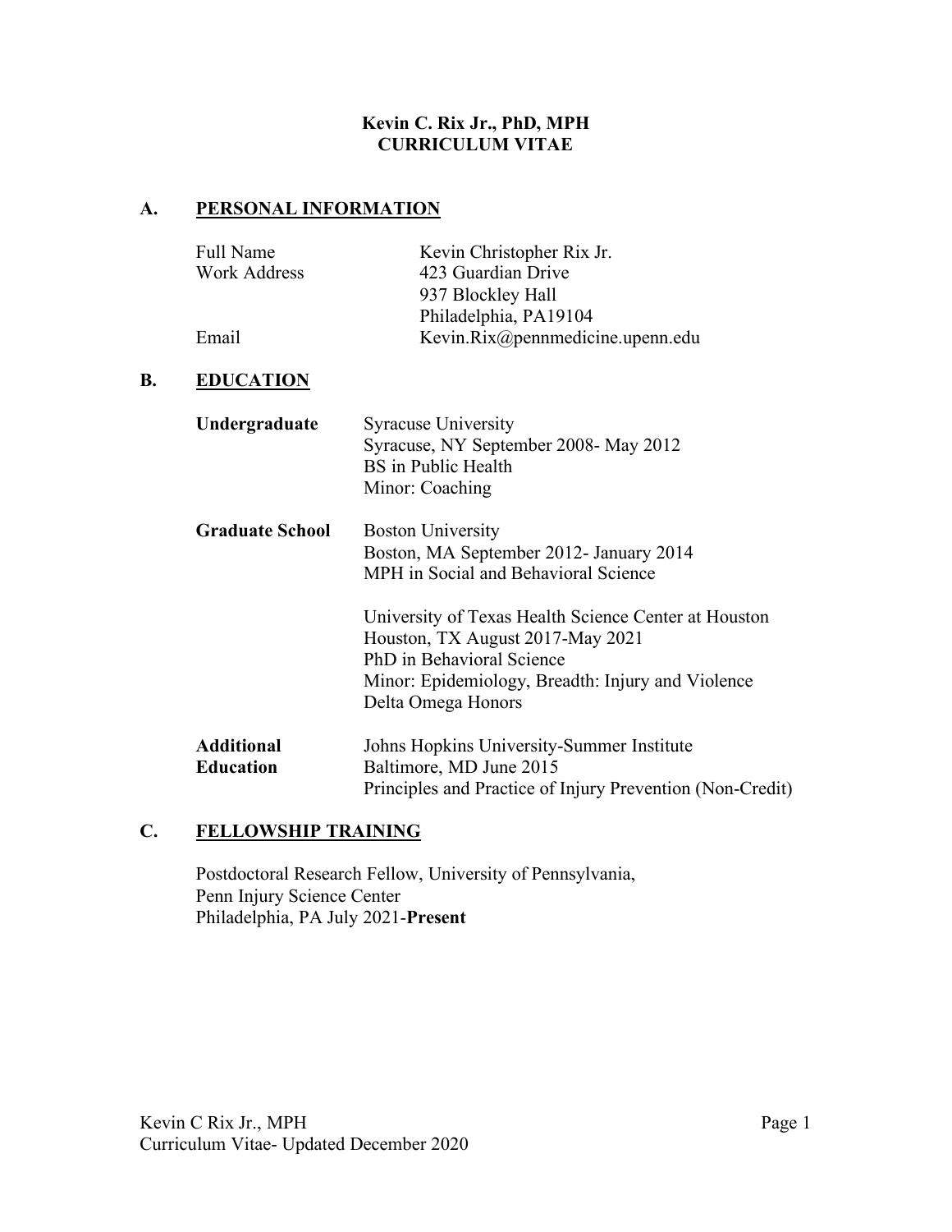**Kevin C. Rix Jr., PhD, MPH**
**CURRICULUM VITAE**

## A. PERSONAL INFORMATION

| | |
|---|---|
| Full Name | Kevin Christopher Rix Jr. |
| Work Address | 423 Guardian Drive<br>937 Blockley Hall<br>Philadelphia, PA19104 |
| Email | Kevin.Rix@pennmedicine.upenn.edu |

## B. EDUCATION

**Undergraduate**
Syracuse University
Syracuse, NY September 2008- May 2012
BS in Public Health
Minor: Coaching

**Graduate School**
Boston University
Boston, MA September 2012- January 2014
MPH in Social and Behavioral Science

University of Texas Health Science Center at Houston
Houston, TX August 2017-May 2021
PhD in Behavioral Science
Minor: Epidemiology, Breadth: Injury and Violence
Delta Omega Honors

**Additional Education**
Johns Hopkins University-Summer Institute
Baltimore, MD June 2015
Principles and Practice of Injury Prevention (Non-Credit)

## C. FELLOWSHIP TRAINING

Postdoctoral Research Fellow, University of Pennsylvania,
Penn Injury Science Center
Philadelphia, PA July 2021-**Present**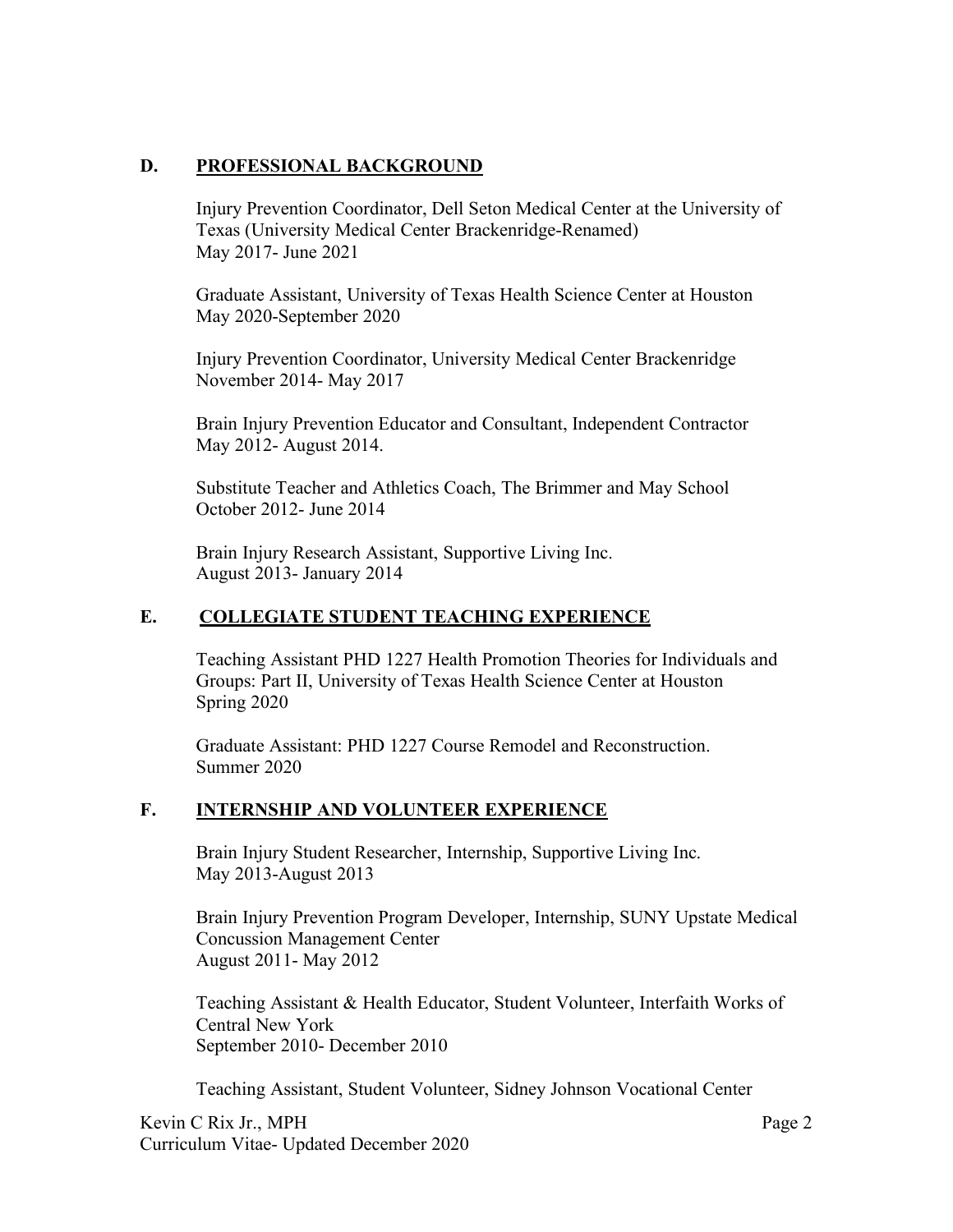## D. PROFESSIONAL BACKGROUND

Injury Prevention Coordinator, Dell Seton Medical Center at the University of Texas (University Medical Center Brackenridge-Renamed)
May 2017- June 2021

Graduate Assistant, University of Texas Health Science Center at Houston
May 2020-September 2020

Injury Prevention Coordinator, University Medical Center Brackenridge
November 2014- May 2017

Brain Injury Prevention Educator and Consultant, Independent Contractor
May 2012- August 2014.

Substitute Teacher and Athletics Coach, The Brimmer and May School
October 2012- June 2014

Brain Injury Research Assistant, Supportive Living Inc.
August 2013- January 2014

## E. COLLEGIATE STUDENT TEACHING EXPERIENCE

Teaching Assistant PHD 1227 Health Promotion Theories for Individuals and Groups: Part II, University of Texas Health Science Center at Houston
Spring 2020

Graduate Assistant: PHD 1227 Course Remodel and Reconstruction.
Summer 2020

## F. INTERNSHIP AND VOLUNTEER EXPERIENCE

Brain Injury Student Researcher, Internship, Supportive Living Inc.
May 2013-August 2013

Brain Injury Prevention Program Developer, Internship, SUNY Upstate Medical Concussion Management Center
August 2011- May 2012

Teaching Assistant & Health Educator, Student Volunteer, Interfaith Works of Central New York
September 2010- December 2010

Teaching Assistant, Student Volunteer, Sidney Johnson Vocational Center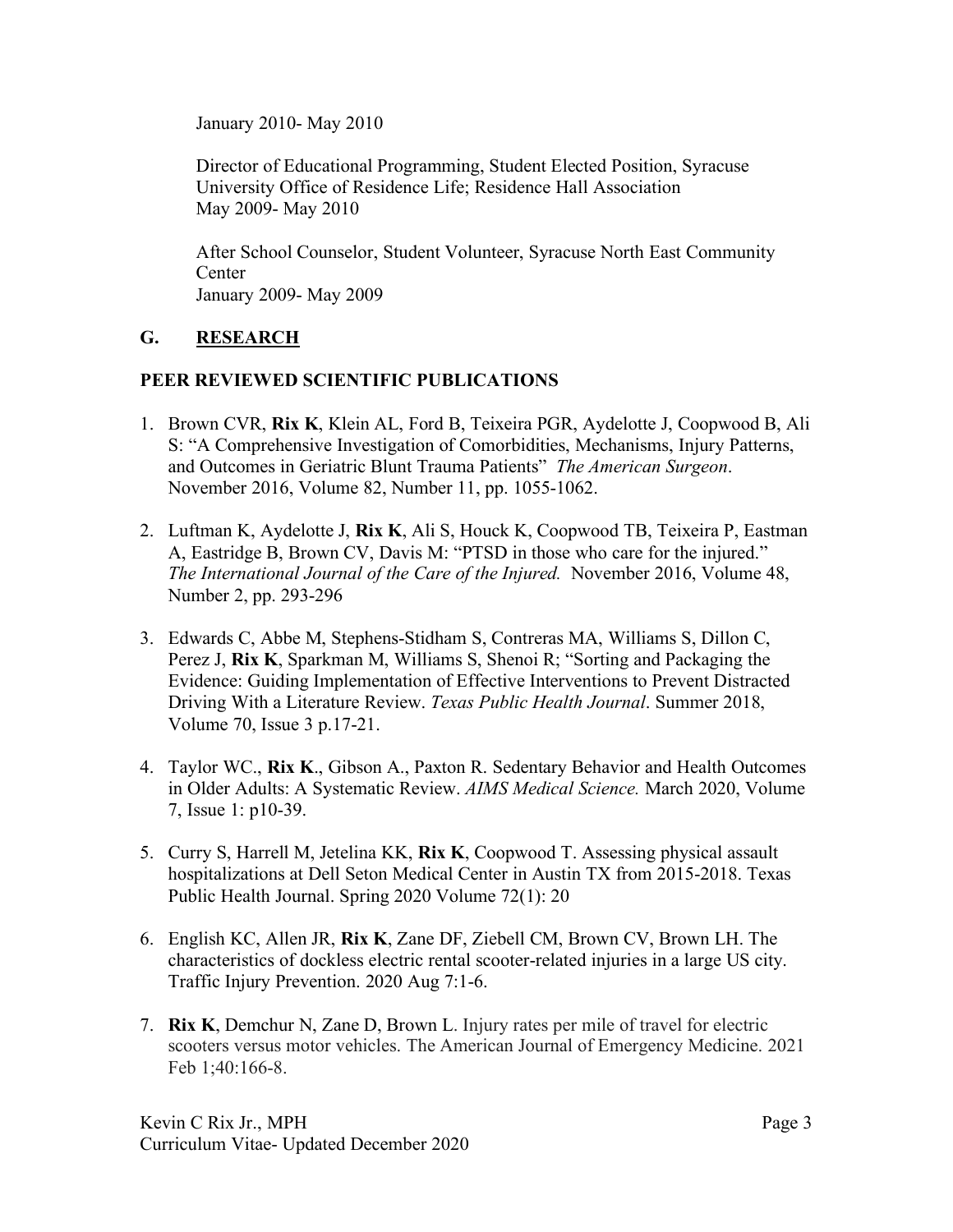January 2010- May 2010

Director of Educational Programming, Student Elected Position, Syracuse University Office of Residence Life; Residence Hall Association
May 2009- May 2010

After School Counselor, Student Volunteer, Syracuse North East Community Center
January 2009- May 2009

## G. RESEARCH

### PEER REVIEWED SCIENTIFIC PUBLICATIONS

1. Brown CVR, **Rix K**, Klein AL, Ford B, Teixeira PGR, Aydelotte J, Coopwood B, Ali S: "A Comprehensive Investigation of Comorbidities, Mechanisms, Injury Patterns, and Outcomes in Geriatric Blunt Trauma Patients" *The American Surgeon*. November 2016, Volume 82, Number 11, pp. 1055-1062.

2. Luftman K, Aydelotte J, **Rix K**, Ali S, Houck K, Coopwood TB, Teixeira P, Eastman A, Eastridge B, Brown CV, Davis M: "PTSD in those who care for the injured." *The International Journal of the Care of the Injured.* November 2016, Volume 48, Number 2, pp. 293-296

3. Edwards C, Abbe M, Stephens-Stidham S, Contreras MA, Williams S, Dillon C, Perez J, **Rix K**, Sparkman M, Williams S, Shenoi R; "Sorting and Packaging the Evidence: Guiding Implementation of Effective Interventions to Prevent Distracted Driving With a Literature Review. *Texas Public Health Journal*. Summer 2018, Volume 70, Issue 3 p.17-21.

4. Taylor WC., **Rix K**., Gibson A., Paxton R. Sedentary Behavior and Health Outcomes in Older Adults: A Systematic Review. *AIMS Medical Science.* March 2020, Volume 7, Issue 1: p10-39.

5. Curry S, Harrell M, Jetelina KK, **Rix K**, Coopwood T. Assessing physical assault hospitalizations at Dell Seton Medical Center in Austin TX from 2015-2018. Texas Public Health Journal. Spring 2020 Volume 72(1): 20

6. English KC, Allen JR, **Rix K**, Zane DF, Ziebell CM, Brown CV, Brown LH. The characteristics of dockless electric rental scooter-related injuries in a large US city. Traffic Injury Prevention. 2020 Aug 7:1-6.

7. **Rix K**, Demchur N, Zane D, Brown L. Injury rates per mile of travel for electric scooters versus motor vehicles. The American Journal of Emergency Medicine. 2021 Feb 1;40:166-8.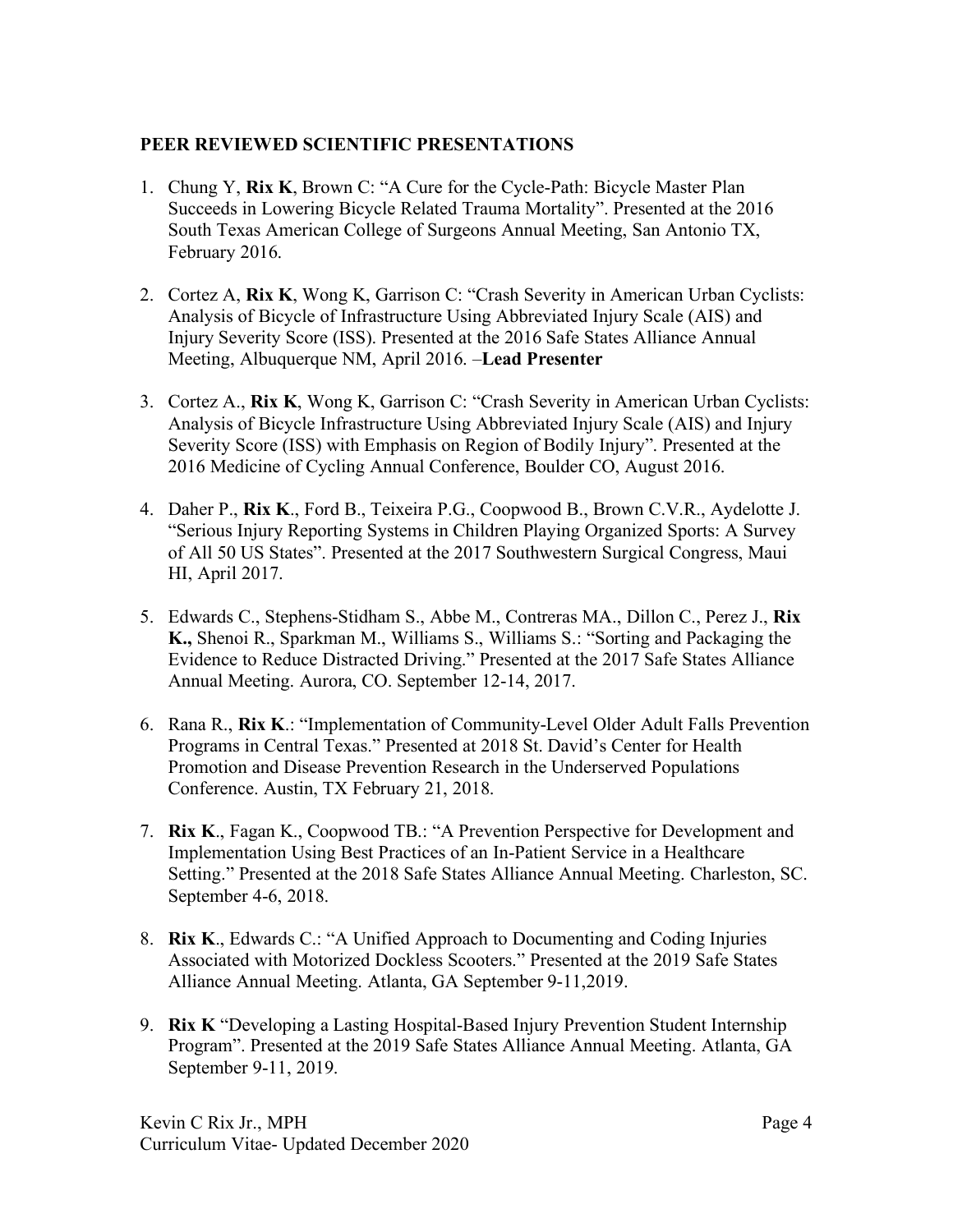**PEER REVIEWED SCIENTIFIC PRESENTATIONS**

1. Chung Y, **Rix K**, Brown C: "A Cure for the Cycle-Path: Bicycle Master Plan Succeeds in Lowering Bicycle Related Trauma Mortality". Presented at the 2016 South Texas American College of Surgeons Annual Meeting, San Antonio TX, February 2016.

2. Cortez A, **Rix K**, Wong K, Garrison C: "Crash Severity in American Urban Cyclists: Analysis of Bicycle of Infrastructure Using Abbreviated Injury Scale (AIS) and Injury Severity Score (ISS). Presented at the 2016 Safe States Alliance Annual Meeting, Albuquerque NM, April 2016. –**Lead Presenter**

3. Cortez A., **Rix K**, Wong K, Garrison C: "Crash Severity in American Urban Cyclists: Analysis of Bicycle Infrastructure Using Abbreviated Injury Scale (AIS) and Injury Severity Score (ISS) with Emphasis on Region of Bodily Injury". Presented at the 2016 Medicine of Cycling Annual Conference, Boulder CO, August 2016.

4. Daher P., **Rix K**., Ford B., Teixeira P.G., Coopwood B., Brown C.V.R., Aydelotte J. "Serious Injury Reporting Systems in Children Playing Organized Sports: A Survey of All 50 US States". Presented at the 2017 Southwestern Surgical Congress, Maui HI, April 2017.

5. Edwards C., Stephens-Stidham S., Abbe M., Contreras MA., Dillon C., Perez J., **Rix K.,** Shenoi R., Sparkman M., Williams S., Williams S.: "Sorting and Packaging the Evidence to Reduce Distracted Driving." Presented at the 2017 Safe States Alliance Annual Meeting. Aurora, CO. September 12-14, 2017.

6. Rana R., **Rix K**.: "Implementation of Community-Level Older Adult Falls Prevention Programs in Central Texas." Presented at 2018 St. David's Center for Health Promotion and Disease Prevention Research in the Underserved Populations Conference. Austin, TX February 21, 2018.

7. **Rix K**., Fagan K., Coopwood TB.: "A Prevention Perspective for Development and Implementation Using Best Practices of an In-Patient Service in a Healthcare Setting." Presented at the 2018 Safe States Alliance Annual Meeting. Charleston, SC. September 4-6, 2018.

8. **Rix K**., Edwards C.: "A Unified Approach to Documenting and Coding Injuries Associated with Motorized Dockless Scooters." Presented at the 2019 Safe States Alliance Annual Meeting. Atlanta, GA September 9-11,2019.

9. **Rix K** "Developing a Lasting Hospital-Based Injury Prevention Student Internship Program". Presented at the 2019 Safe States Alliance Annual Meeting. Atlanta, GA September 9-11, 2019.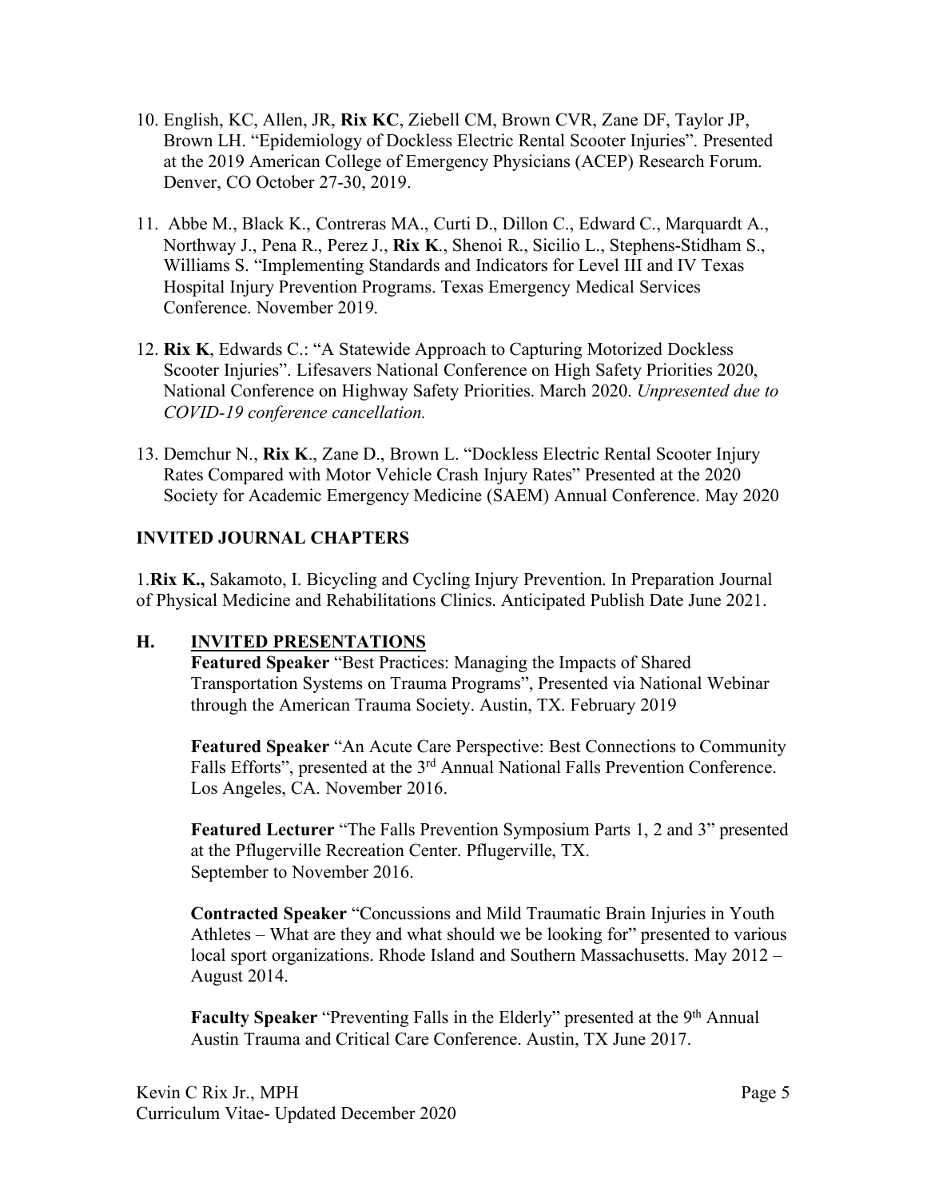10. English, KC, Allen, JR, **Rix KC**, Ziebell CM, Brown CVR, Zane DF, Taylor JP, Brown LH. "Epidemiology of Dockless Electric Rental Scooter Injuries". Presented at the 2019 American College of Emergency Physicians (ACEP) Research Forum. Denver, CO October 27-30, 2019.

11. Abbe M., Black K., Contreras MA., Curti D., Dillon C., Edward C., Marquardt A., Northway J., Pena R., Perez J., **Rix K**., Shenoi R., Sicilio L., Stephens-Stidham S., Williams S. "Implementing Standards and Indicators for Level III and IV Texas Hospital Injury Prevention Programs. Texas Emergency Medical Services Conference. November 2019.

12. **Rix K**, Edwards C.: "A Statewide Approach to Capturing Motorized Dockless Scooter Injuries". Lifesavers National Conference on High Safety Priorities 2020, National Conference on Highway Safety Priorities. March 2020. *Unpresented due to COVID-19 conference cancellation.*

13. Demchur N., **Rix K**., Zane D., Brown L. "Dockless Electric Rental Scooter Injury Rates Compared with Motor Vehicle Crash Injury Rates" Presented at the 2020 Society for Academic Emergency Medicine (SAEM) Annual Conference. May 2020

**INVITED JOURNAL CHAPTERS**

1.**Rix K.,** Sakamoto, I. Bicycling and Cycling Injury Prevention. In Preparation Journal of Physical Medicine and Rehabilitations Clinics. Anticipated Publish Date June 2021.

## H. INVITED PRESENTATIONS

**Featured Speaker** "Best Practices: Managing the Impacts of Shared Transportation Systems on Trauma Programs", Presented via National Webinar through the American Trauma Society. Austin, TX. February 2019

**Featured Speaker** "An Acute Care Perspective: Best Connections to Community Falls Efforts", presented at the 3rd Annual National Falls Prevention Conference. Los Angeles, CA. November 2016.

**Featured Lecturer** "The Falls Prevention Symposium Parts 1, 2 and 3" presented at the Pflugerville Recreation Center. Pflugerville, TX. September to November 2016.

**Contracted Speaker** "Concussions and Mild Traumatic Brain Injuries in Youth Athletes – What are they and what should we be looking for" presented to various local sport organizations. Rhode Island and Southern Massachusetts. May 2012 – August 2014.

**Faculty Speaker** "Preventing Falls in the Elderly" presented at the 9th Annual Austin Trauma and Critical Care Conference. Austin, TX June 2017.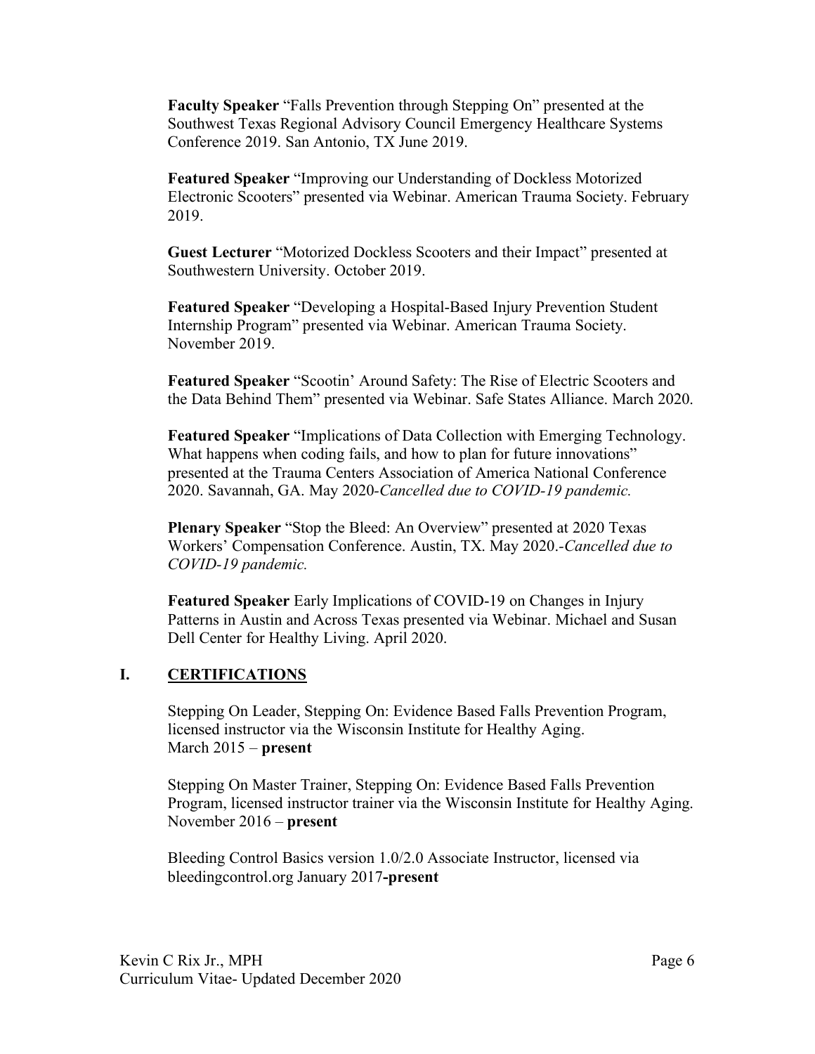**Faculty Speaker** "Falls Prevention through Stepping On" presented at the Southwest Texas Regional Advisory Council Emergency Healthcare Systems Conference 2019. San Antonio, TX June 2019.

**Featured Speaker** "Improving our Understanding of Dockless Motorized Electronic Scooters" presented via Webinar. American Trauma Society. February 2019.

**Guest Lecturer** "Motorized Dockless Scooters and their Impact" presented at Southwestern University. October 2019.

**Featured Speaker** "Developing a Hospital-Based Injury Prevention Student Internship Program" presented via Webinar. American Trauma Society. November 2019.

**Featured Speaker** "Scootin' Around Safety: The Rise of Electric Scooters and the Data Behind Them" presented via Webinar. Safe States Alliance. March 2020.

**Featured Speaker** "Implications of Data Collection with Emerging Technology. What happens when coding fails, and how to plan for future innovations" presented at the Trauma Centers Association of America National Conference 2020. Savannah, GA. May 2020-*Cancelled due to COVID-19 pandemic.*

**Plenary Speaker** "Stop the Bleed: An Overview" presented at 2020 Texas Workers' Compensation Conference. Austin, TX. May 2020.-*Cancelled due to COVID-19 pandemic.*

**Featured Speaker** Early Implications of COVID-19 on Changes in Injury Patterns in Austin and Across Texas presented via Webinar. Michael and Susan Dell Center for Healthy Living. April 2020.

## I. CERTIFICATIONS

Stepping On Leader, Stepping On: Evidence Based Falls Prevention Program, licensed instructor via the Wisconsin Institute for Healthy Aging.
March 2015 – **present**

Stepping On Master Trainer, Stepping On: Evidence Based Falls Prevention Program, licensed instructor trainer via the Wisconsin Institute for Healthy Aging.
November 2016 – **present**

Bleeding Control Basics version 1.0/2.0 Associate Instructor, licensed via bleedingcontrol.org January 2017**-present**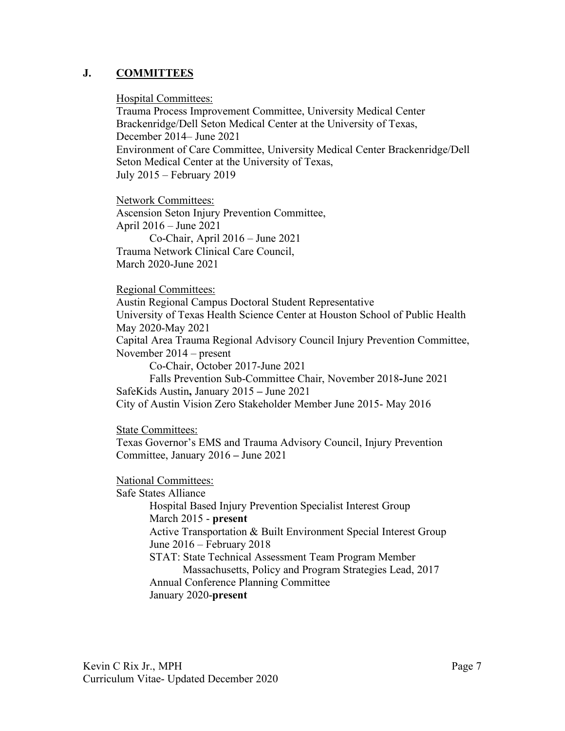## J. COMMITTEES

Hospital Committees:

Trauma Process Improvement Committee, University Medical Center Brackenridge/Dell Seton Medical Center at the University of Texas, December 2014– June 2021

Environment of Care Committee, University Medical Center Brackenridge/Dell Seton Medical Center at the University of Texas, July 2015 – February 2019

Network Committees:

Ascension Seton Injury Prevention Committee, April 2016 – June 2021

- Co-Chair, April 2016 – June 2021

Trauma Network Clinical Care Council, March 2020-June 2021

Regional Committees:

Austin Regional Campus Doctoral Student Representative
University of Texas Health Science Center at Houston School of Public Health
May 2020-May 2021

Capital Area Trauma Regional Advisory Council Injury Prevention Committee, November 2014 – present

- Co-Chair, October 2017-June 2021
- Falls Prevention Sub-Committee Chair, November 2018-June 2021

SafeKids Austin, January 2015 – June 2021

City of Austin Vision Zero Stakeholder Member June 2015- May 2016

State Committees:

Texas Governor's EMS and Trauma Advisory Council, Injury Prevention Committee, January 2016 – June 2021

National Committees:

Safe States Alliance

- Hospital Based Injury Prevention Specialist Interest Group
  March 2015 - **present**
- Active Transportation & Built Environment Special Interest Group
  June 2016 – February 2018
- STAT: State Technical Assessment Team Program Member
  - Massachusetts, Policy and Program Strategies Lead, 2017
- Annual Conference Planning Committee
  January 2020-**present**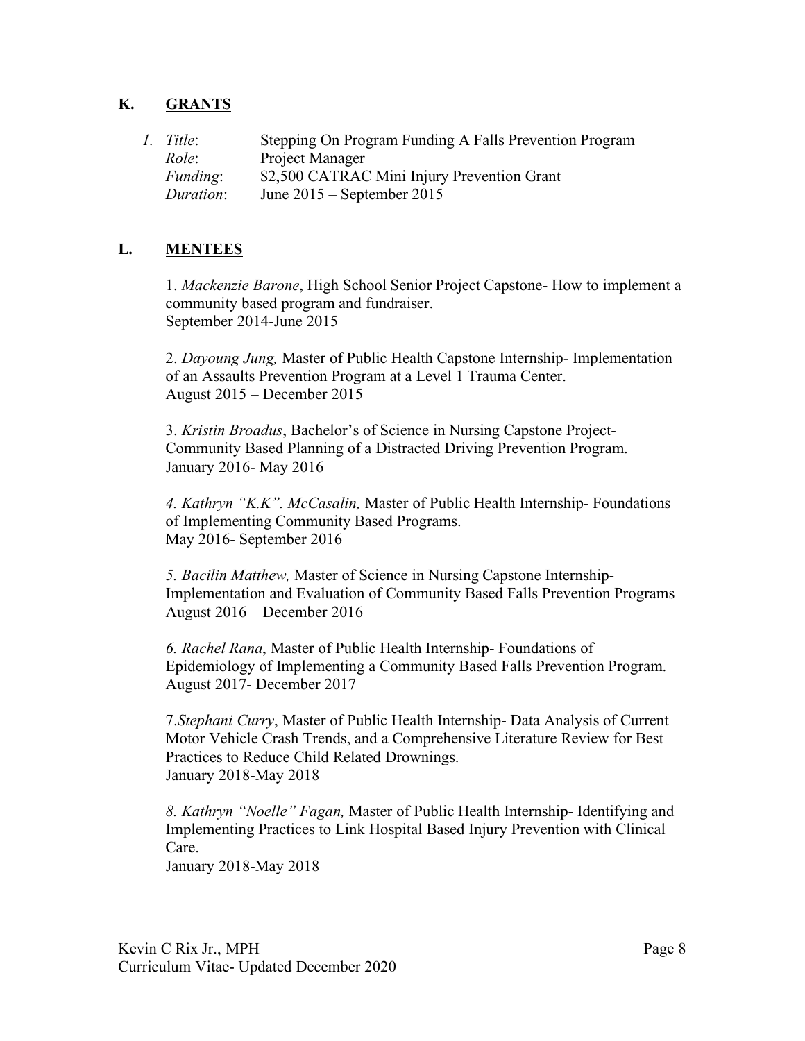## K. GRANTS

1. *Title*: Stepping On Program Funding A Falls Prevention Program
   *Role*: Project Manager
   *Funding*: $2,500 CATRAC Mini Injury Prevention Grant
   *Duration*: June 2015 – September 2015

## L. MENTEES

1. *Mackenzie Barone*, High School Senior Project Capstone- How to implement a community based program and fundraiser.
September 2014-June 2015

2. *Dayoung Jung,* Master of Public Health Capstone Internship- Implementation of an Assaults Prevention Program at a Level 1 Trauma Center.
August 2015 – December 2015

3. *Kristin Broadus*, Bachelor's of Science in Nursing Capstone Project- Community Based Planning of a Distracted Driving Prevention Program.
January 2016- May 2016

4. *Kathryn "K.K". McCasalin,* Master of Public Health Internship- Foundations of Implementing Community Based Programs.
May 2016- September 2016

5. *Bacilin Matthew,* Master of Science in Nursing Capstone Internship- Implementation and Evaluation of Community Based Falls Prevention Programs
August 2016 – December 2016

6. *Rachel Rana*, Master of Public Health Internship- Foundations of Epidemiology of Implementing a Community Based Falls Prevention Program.
August 2017- December 2017

7. *Stephani Curry*, Master of Public Health Internship- Data Analysis of Current Motor Vehicle Crash Trends, and a Comprehensive Literature Review for Best Practices to Reduce Child Related Drownings.
January 2018-May 2018

8. *Kathryn "Noelle" Fagan,* Master of Public Health Internship- Identifying and Implementing Practices to Link Hospital Based Injury Prevention with Clinical Care.
January 2018-May 2018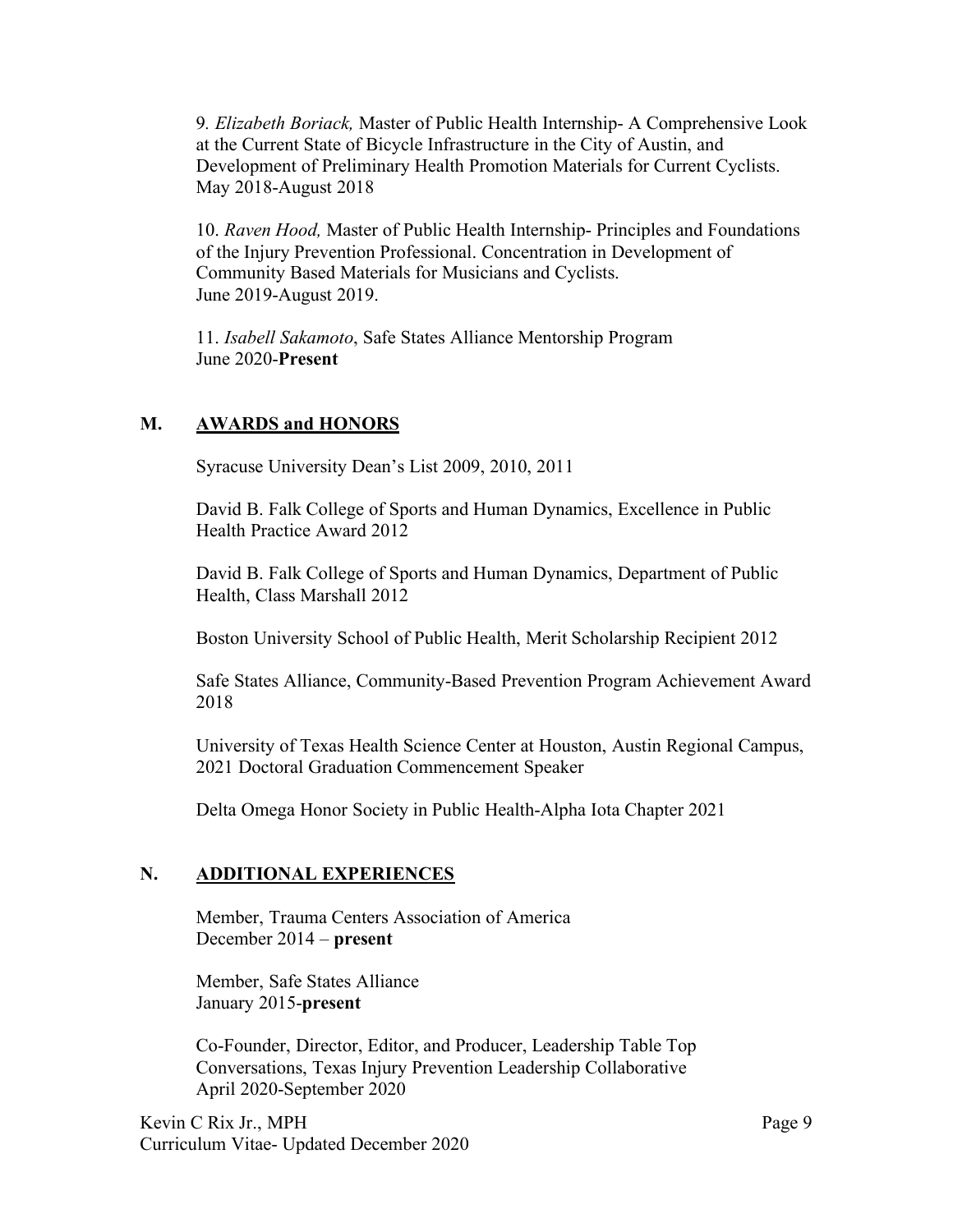9. *Elizabeth Boriack,* Master of Public Health Internship- A Comprehensive Look at the Current State of Bicycle Infrastructure in the City of Austin, and Development of Preliminary Health Promotion Materials for Current Cyclists.
May 2018-August 2018

10. *Raven Hood,* Master of Public Health Internship- Principles and Foundations of the Injury Prevention Professional. Concentration in Development of Community Based Materials for Musicians and Cyclists.
June 2019-August 2019.

11. *Isabell Sakamoto*, Safe States Alliance Mentorship Program
June 2020-**Present**

## M. AWARDS and HONORS

Syracuse University Dean's List 2009, 2010, 2011

David B. Falk College of Sports and Human Dynamics, Excellence in Public Health Practice Award 2012

David B. Falk College of Sports and Human Dynamics, Department of Public Health, Class Marshall 2012

Boston University School of Public Health, Merit Scholarship Recipient 2012

Safe States Alliance, Community-Based Prevention Program Achievement Award 2018

University of Texas Health Science Center at Houston, Austin Regional Campus, 2021 Doctoral Graduation Commencement Speaker

Delta Omega Honor Society in Public Health-Alpha Iota Chapter 2021

## N. ADDITIONAL EXPERIENCES

Member, Trauma Centers Association of America
December 2014 – **present**

Member, Safe States Alliance
January 2015-**present**

Co-Founder, Director, Editor, and Producer, Leadership Table Top Conversations, Texas Injury Prevention Leadership Collaborative
April 2020-September 2020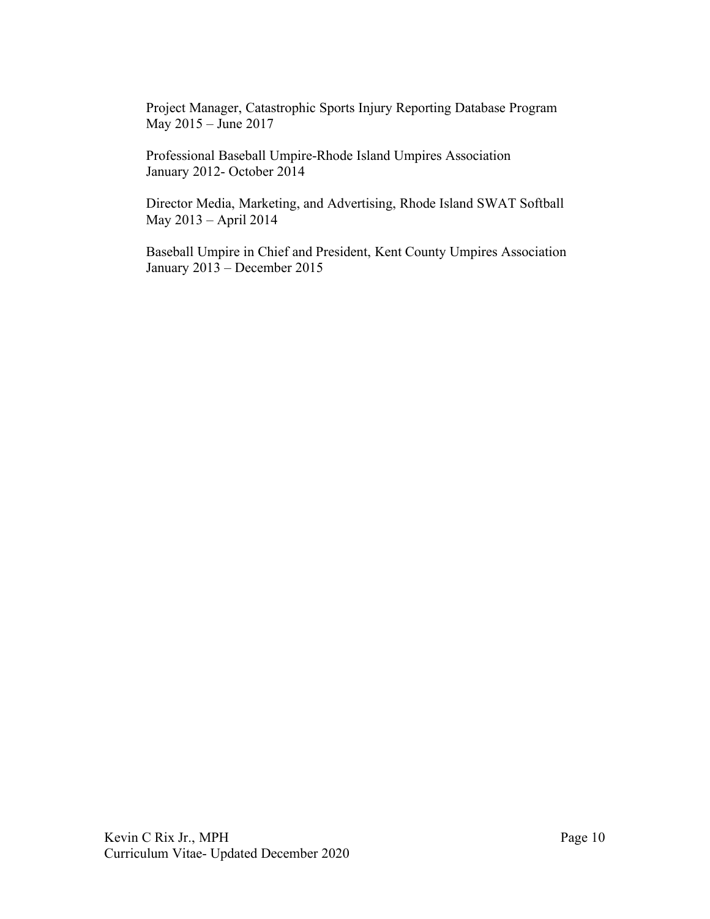Project Manager, Catastrophic Sports Injury Reporting Database Program
May 2015 – June 2017

Professional Baseball Umpire-Rhode Island Umpires Association
January 2012- October 2014

Director Media, Marketing, and Advertising, Rhode Island SWAT Softball
May 2013 – April 2014

Baseball Umpire in Chief and President, Kent County Umpires Association
January 2013 – December 2015